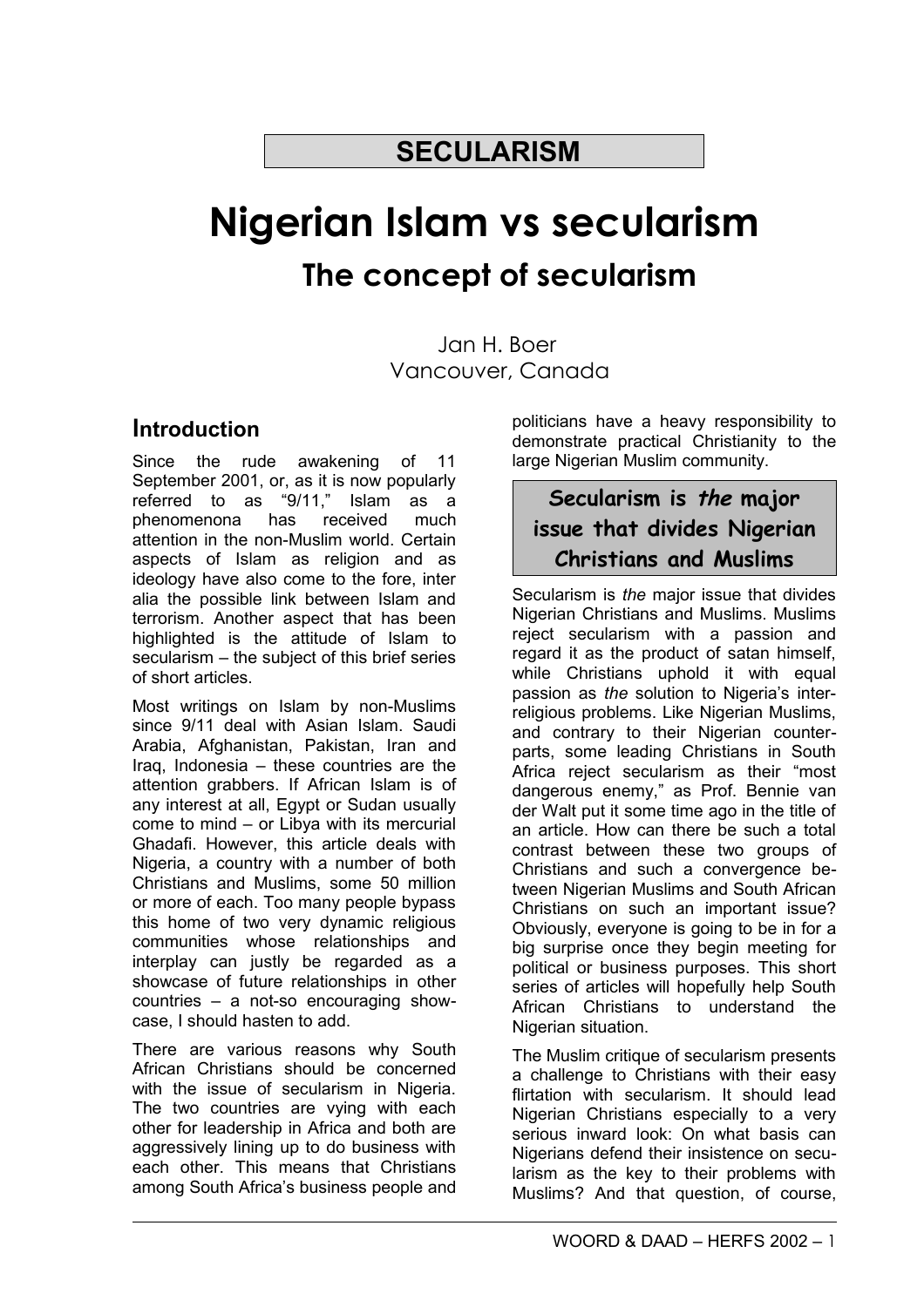**SECULARISM**

# Nigerian Islam vs secularism

## The concept of secularism

Jan H. Boer
Vancouver, Canada

### Introduction

Since the rude awakening of 11 September 2001, or, as it is now popularly referred to as "9/11," Islam as a phenomenona has received much attention in the non-Muslim world. Certain aspects of Islam as religion and as ideology have also come to the fore, inter alia the possible link between Islam and terrorism. Another aspect that has been highlighted is the attitude of Islam to secularism – the subject of this brief series of short articles.

Most writings on Islam by non-Muslims since 9/11 deal with Asian Islam. Saudi Arabia, Afghanistan, Pakistan, Iran and Iraq, Indonesia – these countries are the attention grabbers. If African Islam is of any interest at all, Egypt or Sudan usually come to mind – or Libya with its mercurial Ghadafi. However, this article deals with Nigeria, a country with a number of both Christians and Muslims, some 50 million or more of each. Too many people bypass this home of two very dynamic religious communities whose relationships and interplay can justly be regarded as a showcase of future relationships in other countries – a not-so encouraging showcase, I should hasten to add.

There are various reasons why South African Christians should be concerned with the issue of secularism in Nigeria. The two countries are vying with each other for leadership in Africa and both are aggressively lining up to do business with each other. This means that Christians among South Africa's business people and politicians have a heavy responsibility to demonstrate practical Christianity to the large Nigerian Muslim community.

> **Secularism is *the* major issue that divides Nigerian Christians and Muslims**

Secularism is *the* major issue that divides Nigerian Christians and Muslims. Muslims reject secularism with a passion and regard it as the product of satan himself, while Christians uphold it with equal passion as *the* solution to Nigeria's inter-religious problems. Like Nigerian Muslims, and contrary to their Nigerian counterparts, some leading Christians in South Africa reject secularism as their "most dangerous enemy," as Prof. Bennie van der Walt put it some time ago in the title of an article. How can there be such a total contrast between these two groups of Christians and such a convergence between Nigerian Muslims and South African Christians on such an important issue? Obviously, everyone is going to be in for a big surprise once they begin meeting for political or business purposes. This short series of articles will hopefully help South African Christians to understand the Nigerian situation.

The Muslim critique of secularism presents a challenge to Christians with their easy flirtation with secularism. It should lead Nigerian Christians especially to a very serious inward look: On what basis can Nigerians defend their insistence on secularism as the key to their problems with Muslims? And that question, of course,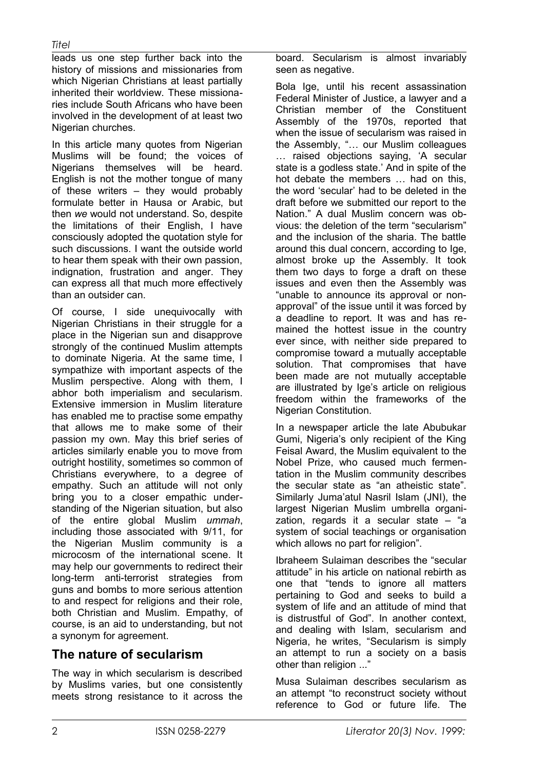leads us one step further back into the history of missions and missionaries from which Nigerian Christians at least partially inherited their worldview. These missionaries include South Africans who have been involved in the development of at least two Nigerian churches.

In this article many quotes from Nigerian Muslims will be found; the voices of Nigerians themselves will be heard. English is not the mother tongue of many of these writers – they would probably formulate better in Hausa or Arabic, but then *we* would not understand. So, despite the limitations of their English, I have consciously adopted the quotation style for such discussions. I want the outside world to hear them speak with their own passion, indignation, frustration and anger. They can express all that much more effectively than an outsider can.

Of course, I side unequivocally with Nigerian Christians in their struggle for a place in the Nigerian sun and disapprove strongly of the continued Muslim attempts to dominate Nigeria. At the same time, I sympathize with important aspects of the Muslim perspective. Along with them, I abhor both imperialism and secularism. Extensive immersion in Muslim literature has enabled me to practise some empathy that allows me to make some of their passion my own. May this brief series of articles similarly enable you to move from outright hostility, sometimes so common of Christians everywhere, to a degree of empathy. Such an attitude will not only bring you to a closer empathic understanding of the Nigerian situation, but also of the entire global Muslim *ummah*, including those associated with 9/11, for the Nigerian Muslim community is a microcosm of the international scene. It may help our governments to redirect their long-term anti-terrorist strategies from guns and bombs to more serious attention to and respect for religions and their role, both Christian and Muslim. Empathy, of course, is an aid to understanding, but not a synonym for agreement.

## The nature of secularism

The way in which secularism is described by Muslims varies, but one consistently meets strong resistance to it across the board. Secularism is almost invariably seen as negative.

Bola Ige, until his recent assassination Federal Minister of Justice, a lawyer and a Christian member of the Constituent Assembly of the 1970s, reported that when the issue of secularism was raised in the Assembly, "… our Muslim colleagues … raised objections saying, 'A secular state is a godless state.' And in spite of the hot debate the members … had on this, the word 'secular' had to be deleted in the draft before we submitted our report to the Nation." A dual Muslim concern was obvious: the deletion of the term "secularism" and the inclusion of the sharia. The battle around this dual concern, according to Ige, almost broke up the Assembly. It took them two days to forge a draft on these issues and even then the Assembly was "unable to announce its approval or non-approval" of the issue until it was forced by a deadline to report. It was and has remained the hottest issue in the country ever since, with neither side prepared to compromise toward a mutually acceptable solution. That compromises that have been made are not mutually acceptable are illustrated by Ige's article on religious freedom within the frameworks of the Nigerian Constitution.

In a newspaper article the late Abubukar Gumi, Nigeria's only recipient of the King Feisal Award, the Muslim equivalent to the Nobel Prize, who caused much fermentation in the Muslim community describes the secular state as "an atheistic state". Similarly Juma'atul Nasril Islam (JNI), the largest Nigerian Muslim umbrella organization, regards it a secular state – "a system of social teachings or organisation which allows no part for religion".

Ibraheem Sulaiman describes the "secular attitude" in his article on national rebirth as one that "tends to ignore all matters pertaining to God and seeks to build a system of life and an attitude of mind that is distrustful of God". In another context, and dealing with Islam, secularism and Nigeria, he writes, "Secularism is simply an attempt to run a society on a basis other than religion ..."

Musa Sulaiman describes secularism as an attempt "to reconstruct society without reference to God or future life. The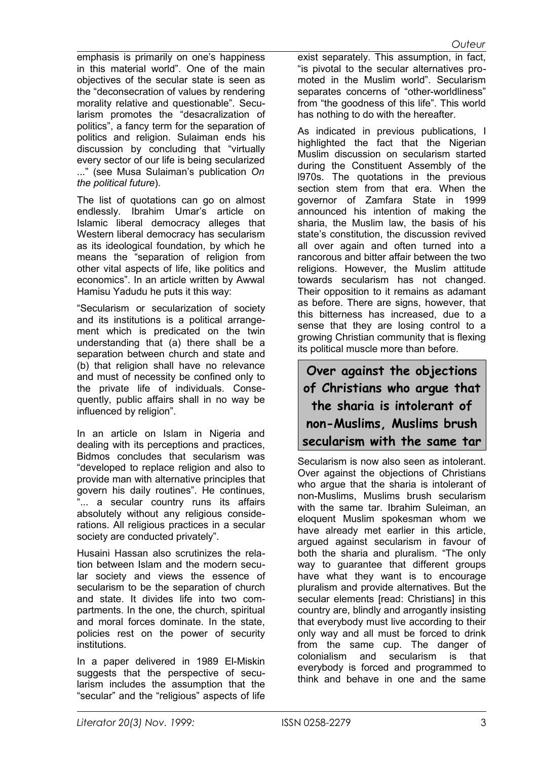emphasis is primarily on one's happiness in this material world". One of the main objectives of the secular state is seen as the "deconsecration of values by rendering morality relative and questionable". Secularism promotes the "desacralization of politics", a fancy term for the separation of politics and religion. Sulaiman ends his discussion by concluding that "virtually every sector of our life is being secularized ..." (see Musa Sulaiman's publication *On the political future*).

The list of quotations can go on almost endlessly. Ibrahim Umar's article on Islamic liberal democracy alleges that Western liberal democracy has secularism as its ideological foundation, by which he means the "separation of religion from other vital aspects of life, like politics and economics". In an article written by Awwal Hamisu Yadudu he puts it this way:

"Secularism or secularization of society and its institutions is a political arrangement which is predicated on the twin understanding that (a) there shall be a separation between church and state and (b) that religion shall have no relevance and must of necessity be confined only to the private life of individuals. Consequently, public affairs shall in no way be influenced by religion".

In an article on Islam in Nigeria and dealing with its perceptions and practices, Bidmos concludes that secularism was "developed to replace religion and also to provide man with alternative principles that govern his daily routines". He continues, "... a secular country runs its affairs absolutely without any religious considerations. All religious practices in a secular society are conducted privately".

Husaini Hassan also scrutinizes the relation between Islam and the modern secular society and views the essence of secularism to be the separation of church and state. It divides life into two compartments. In the one, the church, spiritual and moral forces dominate. In the state, policies rest on the power of security institutions.

In a paper delivered in 1989 El-Miskin suggests that the perspective of secularism includes the assumption that the "secular" and the "religious" aspects of life exist separately. This assumption, in fact, "is pivotal to the secular alternatives promoted in the Muslim world". Secularism separates concerns of "other-worldliness" from "the goodness of this life". This world has nothing to do with the hereafter.

As indicated in previous publications, I highlighted the fact that the Nigerian Muslim discussion on secularism started during the Constituent Assembly of the l970s. The quotations in the previous section stem from that era. When the governor of Zamfara State in 1999 announced his intention of making the sharia, the Muslim law, the basis of his state's constitution, the discussion revived all over again and often turned into a rancorous and bitter affair between the two religions. However, the Muslim attitude towards secularism has not changed. Their opposition to it remains as adamant as before. There are signs, however, that this bitterness has increased, due to a sense that they are losing control to a growing Christian community that is flexing its political muscle more than before.

> **Over against the objections of Christians who argue that the sharia is intolerant of non-Muslims, Muslims brush secularism with the same tar**

Secularism is now also seen as intolerant. Over against the objections of Christians who argue that the sharia is intolerant of non-Muslims, Muslims brush secularism with the same tar. Ibrahim Suleiman, an eloquent Muslim spokesman whom we have already met earlier in this article, argued against secularism in favour of both the sharia and pluralism. "The only way to guarantee that different groups have what they want is to encourage pluralism and provide alternatives. But the secular elements [read: Christians] in this country are, blindly and arrogantly insisting that everybody must live according to their only way and all must be forced to drink from the same cup. The danger of colonialism and secularism is that everybody is forced and programmed to think and behave in one and the same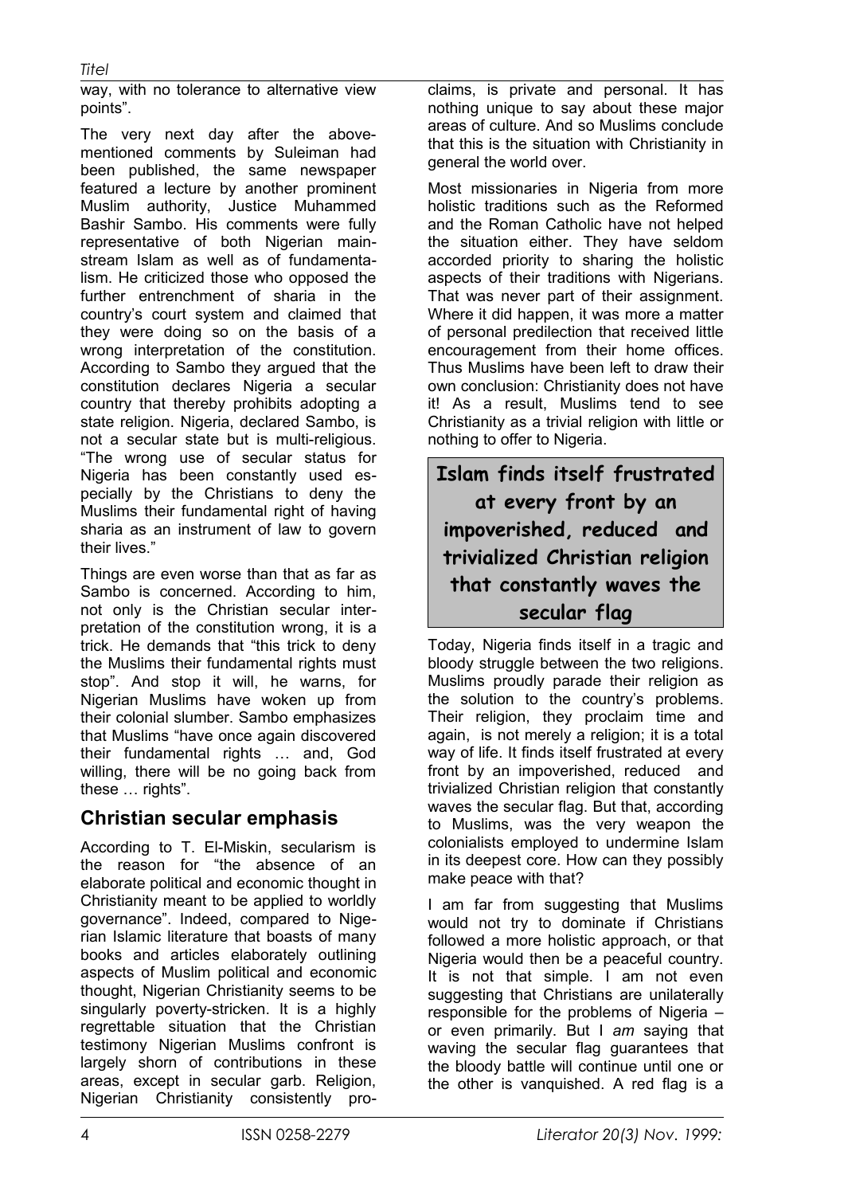way, with no tolerance to alternative view points".

The very next day after the above-mentioned comments by Suleiman had been published, the same newspaper featured a lecture by another prominent Muslim authority, Justice Muhammed Bashir Sambo. His comments were fully representative of both Nigerian mainstream Islam as well as of fundamentalism. He criticized those who opposed the further entrenchment of sharia in the country's court system and claimed that they were doing so on the basis of a wrong interpretation of the constitution. According to Sambo they argued that the constitution declares Nigeria a secular country that thereby prohibits adopting a state religion. Nigeria, declared Sambo, is not a secular state but is multi-religious. "The wrong use of secular status for Nigeria has been constantly used especially by the Christians to deny the Muslims their fundamental right of having sharia as an instrument of law to govern their lives."

Things are even worse than that as far as Sambo is concerned. According to him, not only is the Christian secular interpretation of the constitution wrong, it is a trick. He demands that "this trick to deny the Muslims their fundamental rights must stop". And stop it will, he warns, for Nigerian Muslims have woken up from their colonial slumber. Sambo emphasizes that Muslims "have once again discovered their fundamental rights … and, God willing, there will be no going back from these … rights".

## Christian secular emphasis

According to T. El-Miskin, secularism is the reason for "the absence of an elaborate political and economic thought in Christianity meant to be applied to worldly governance". Indeed, compared to Nigerian Islamic literature that boasts of many books and articles elaborately outlining aspects of Muslim political and economic thought, Nigerian Christianity seems to be singularly poverty-stricken. It is a highly regrettable situation that the Christian testimony Nigerian Muslims confront is largely shorn of contributions in these areas, except in secular garb. Religion, Nigerian Christianity consistently proclaims, is private and personal. It has nothing unique to say about these major areas of culture. And so Muslims conclude that this is the situation with Christianity in general the world over.

Most missionaries in Nigeria from more holistic traditions such as the Reformed and the Roman Catholic have not helped the situation either. They have seldom accorded priority to sharing the holistic aspects of their traditions with Nigerians. That was never part of their assignment. Where it did happen, it was more a matter of personal predilection that received little encouragement from their home offices. Thus Muslims have been left to draw their own conclusion: Christianity does not have it! As a result, Muslims tend to see Christianity as a trivial religion with little or nothing to offer to Nigeria.

> **Islam finds itself frustrated at every front by an impoverished, reduced and trivialized Christian religion that constantly waves the secular flag**

Today, Nigeria finds itself in a tragic and bloody struggle between the two religions. Muslims proudly parade their religion as the solution to the country's problems. Their religion, they proclaim time and again, is not merely a religion; it is a total way of life. It finds itself frustrated at every front by an impoverished, reduced and trivialized Christian religion that constantly waves the secular flag. But that, according to Muslims, was the very weapon the colonialists employed to undermine Islam in its deepest core. How can they possibly make peace with that?

I am far from suggesting that Muslims would not try to dominate if Christians followed a more holistic approach, or that Nigeria would then be a peaceful country. It is not that simple. I am not even suggesting that Christians are unilaterally responsible for the problems of Nigeria – or even primarily. But I *am* saying that waving the secular flag guarantees that the bloody battle will continue until one or the other is vanquished. A red flag is a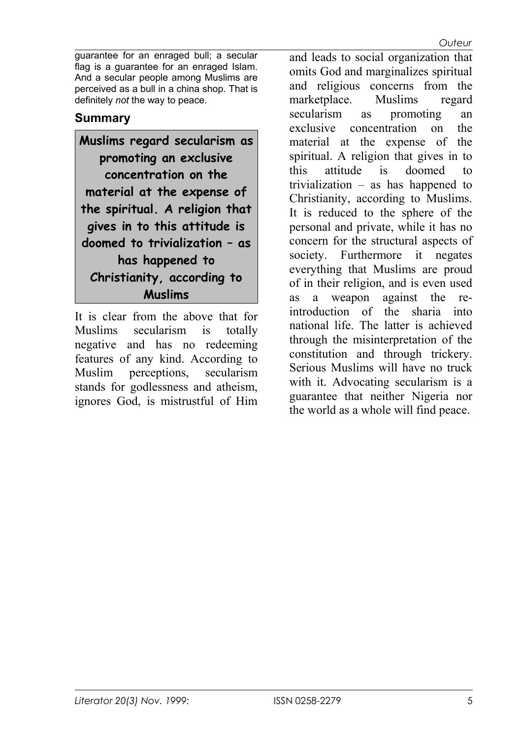guarantee for an enraged bull; a secular flag is a guarantee for an enraged Islam. And a secular people among Muslims are perceived as a bull in a china shop. That is definitely *not* the way to peace.

## Summary

> **Muslims regard secularism as promoting an exclusive concentration on the material at the expense of the spiritual. A religion that gives in to this attitude is doomed to trivialization – as has happened to Christianity, according to Muslims**

It is clear from the above that for Muslims secularism is totally negative and has no redeeming features of any kind. According to Muslim perceptions, secularism stands for godlessness and atheism, ignores God, is mistrustful of Him and leads to social organization that omits God and marginalizes spiritual and religious concerns from the marketplace. Muslims regard secularism as promoting an exclusive concentration on the material at the expense of the spiritual. A religion that gives in to this attitude is doomed to trivialization – as has happened to Christianity, according to Muslims. It is reduced to the sphere of the personal and private, while it has no concern for the structural aspects of society. Furthermore it negates everything that Muslims are proud of in their religion, and is even used as a weapon against the re-introduction of the sharia into national life. The latter is achieved through the misinterpretation of the constitution and through trickery. Serious Muslims will have no truck with it. Advocating secularism is a guarantee that neither Nigeria nor the world as a whole will find peace.